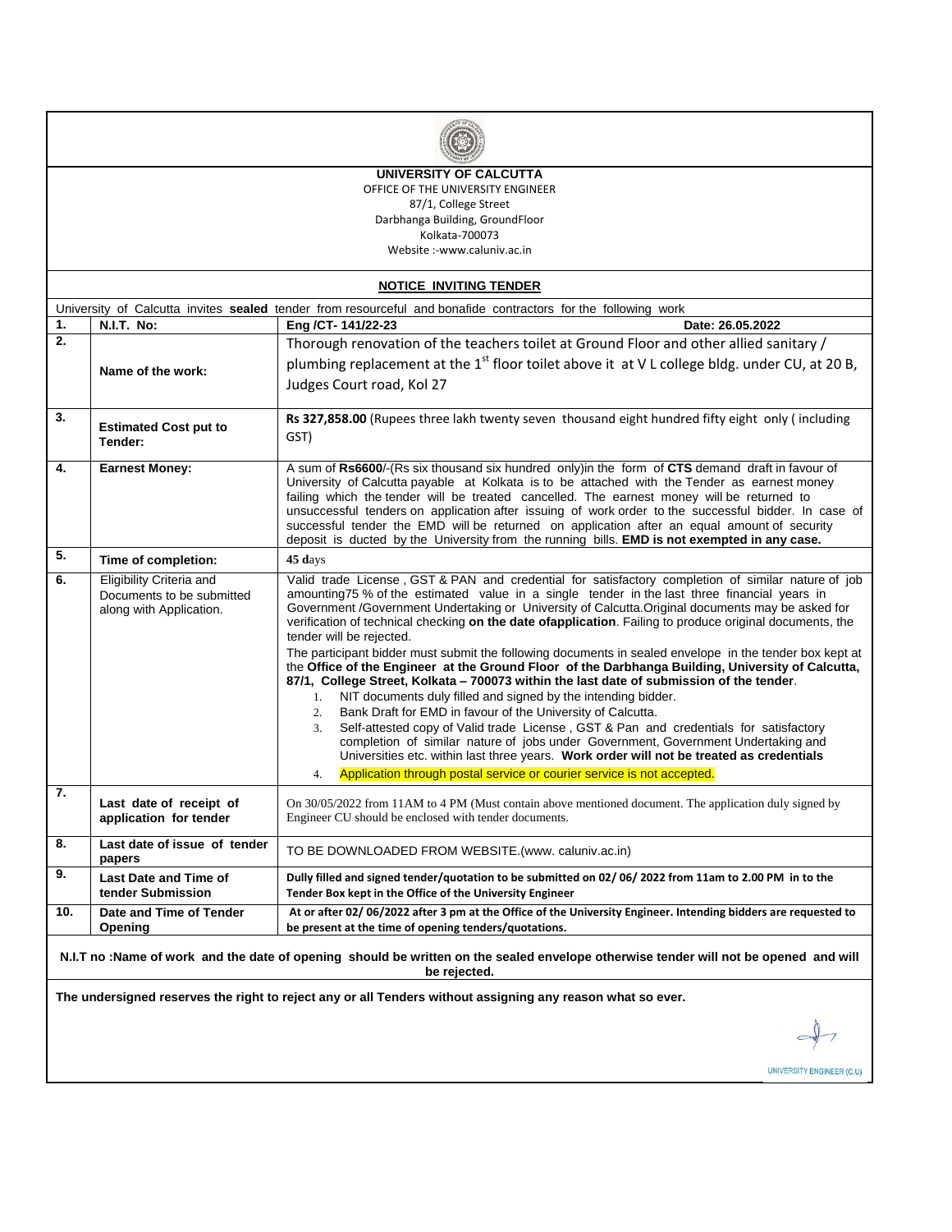**UNIVERSITY OF CALCUTTA**

OFFICE OF THE UNIVERSITY ENGINEER

87/1, College Street

Darbhanga Building, GroundFloor

Kolkata-700073

Website :-www.caluniv.ac.in

## NOTICE INVITING TENDER

University of Calcutta invites **sealed** tender from resourceful and bonafide contractors for the following work

| | | |
|---|---|---|
| **1.** | **N.I.T. No:** | **Eng /CT- 141/22-23** **Date: 26.05.2022** |
| **2.** | **Name of the work:** | Thorough renovation of the teachers toilet at Ground Floor and other allied sanitary / plumbing replacement at the 1st floor toilet above it at V L college bldg. under CU, at 20 B, Judges Court road, Kol 27 |
| **3.** | **Estimated Cost put to Tender:** | **Rs 327,858.00** (Rupees three lakh twenty seven thousand eight hundred fifty eight only ( including GST) |
| **4.** | **Earnest Money:** | A sum of **Rs6600**/-(Rs six thousand six hundred only)in the form of **CTS** demand draft in favour of University of Calcutta payable at Kolkata is to be attached with the Tender as earnest money failing which the tender will be treated cancelled. The earnest money will be returned to unsuccessful tenders on application after issuing of work order to the successful bidder. In case of successful tender the EMD will be returned on application after an equal amount of security deposit is ducted by the University from the running bills. **EMD is not exempted in any case.** |
| **5.** | **Time of completion:** | **45 d**ays |
| **6.** | Eligibility Criteria and Documents to be submitted along with Application. | Valid trade License , GST & PAN and credential for satisfactory completion of similar nature of job amounting75 % of the estimated value in a single tender in the last three financial years in Government /Government Undertaking or University of Calcutta.Original documents may be asked for verification of technical checking **on the date ofapplication**. Failing to produce original documents, the tender will be rejected.<br>The participant bidder must submit the following documents in sealed envelope in the tender box kept at the **Office of the Engineer at the Ground Floor of the Darbhanga Building, University of Calcutta, 87/1, College Street, Kolkata – 700073 within the last date of submission of the tender**.<br>1. NIT documents duly filled and signed by the intending bidder.<br>2. Bank Draft for EMD in favour of the University of Calcutta.<br>3. Self-attested copy of Valid trade License , GST & Pan and credentials for satisfactory completion of similar nature of jobs under Government, Government Undertaking and Universities etc. within last three years. **Work order will not be treated as credentials**<br>4. Application through postal service or courier service is not accepted. |
| **7.** | **Last date of receipt of application for tender** | On 30/05/2022 from 11AM to 4 PM (Must contain above mentioned document. The application duly signed by Engineer CU should be enclosed with tender documents. |
| **8.** | **Last date of issue of tender papers** | TO BE DOWNLOADED FROM WEBSITE.(www. caluniv.ac.in) |
| **9.** | **Last Date and Time of tender Submission** | **Dully filled and signed tender/quotation to be submitted on 02/ 06/ 2022 from 11am to 2.00 PM in to the Tender Box kept in the Office of the University Engineer** |
| **10.** | **Date and Time of Tender Opening** | **At or after 02/ 06/2022 after 3 pm at the Office of the University Engineer. Intending bidders are requested to be present at the time of opening tenders/quotations.** |

**N.I.T no :Name of work and the date of opening should be written on the sealed envelope otherwise tender will not be opened and will be rejected.**

**The undersigned reserves the right to reject any or all Tenders without assigning any reason what so ever.**

UNIVERSITY ENGINEER (C.U)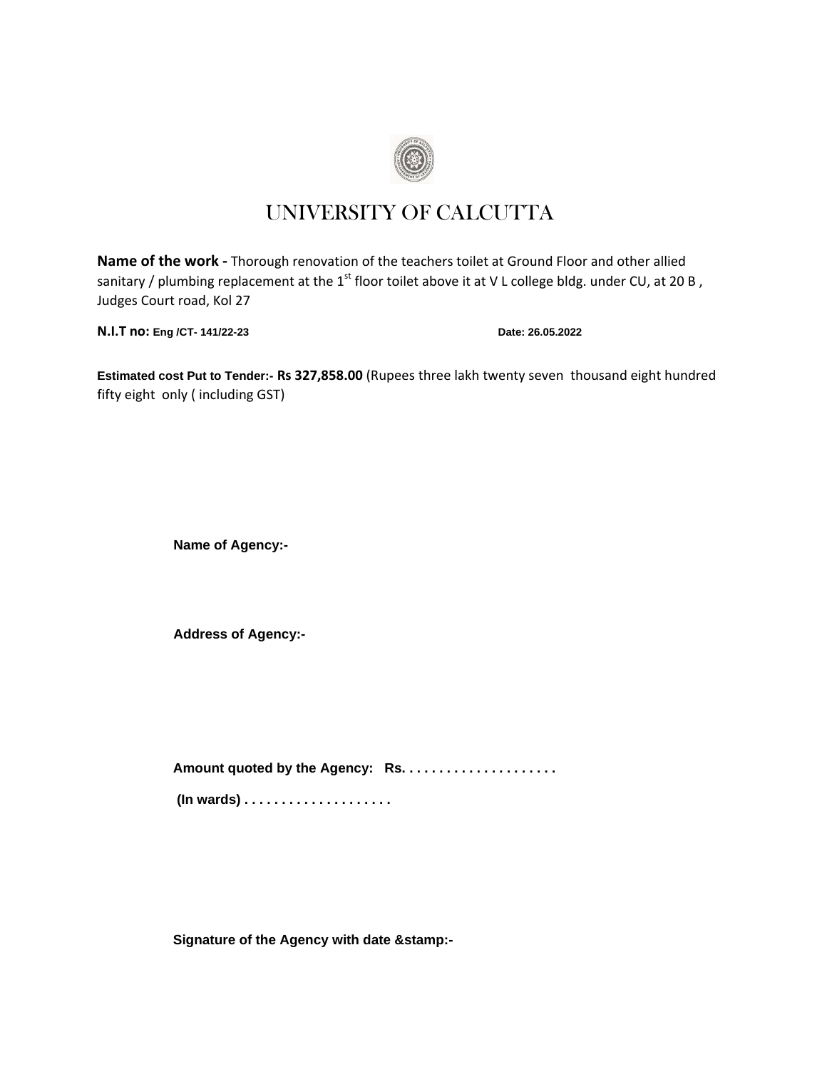# UNIVERSITY OF CALCUTTA

**Name of the work -** Thorough renovation of the teachers toilet at Ground Floor and other allied sanitary / plumbing replacement at the 1st floor toilet above it at V L college bldg. under CU, at 20 B , Judges Court road, Kol 27

**N.I.T no: Eng /CT- 141/22-23** **Date: 26.05.2022**

**Estimated cost Put to Tender:- Rs 327,858.00** (Rupees three lakh twenty seven thousand eight hundred fifty eight only ( including GST)

**Name of Agency:-**

**Address of Agency:-**

**Amount quoted by the Agency: Rs. . . . . . . . . . . . . . . . . . . . .**

**(In wards) . . . . . . . . . . . . . . . . . . . .**

**Signature of the Agency with date &stamp:-**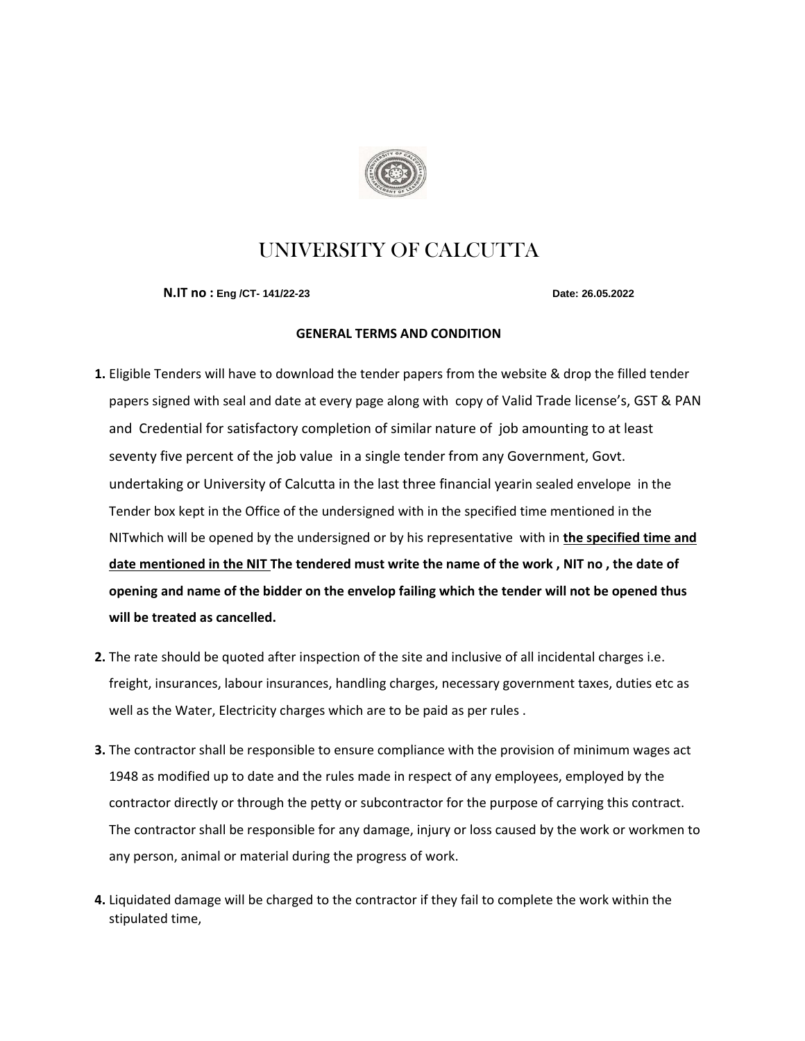# UNIVERSITY OF CALCUTTA

**N.IT no : Eng /CT- 141/22-23** **Date: 26.05.2022**

**GENERAL TERMS AND CONDITION**

**1.** Eligible Tenders will have to download the tender papers from the website & drop the filled tender papers signed with seal and date at every page along with copy of Valid Trade license's, GST & PAN and Credential for satisfactory completion of similar nature of job amounting to at least seventy five percent of the job value in a single tender from any Government, Govt. undertaking or University of Calcutta in the last three financial yearin sealed envelope in the Tender box kept in the Office of the undersigned with in the specified time mentioned in the NITwhich will be opened by the undersigned or by his representative with in **the specified time and date mentioned in the NIT The tendered must write the name of the work , NIT no , the date of opening and name of the bidder on the envelop failing which the tender will not be opened thus will be treated as cancelled.**

**2.** The rate should be quoted after inspection of the site and inclusive of all incidental charges i.e. freight, insurances, labour insurances, handling charges, necessary government taxes, duties etc as well as the Water, Electricity charges which are to be paid as per rules .

**3.** The contractor shall be responsible to ensure compliance with the provision of minimum wages act 1948 as modified up to date and the rules made in respect of any employees, employed by the contractor directly or through the petty or subcontractor for the purpose of carrying this contract. The contractor shall be responsible for any damage, injury or loss caused by the work or workmen to any person, animal or material during the progress of work.

**4.** Liquidated damage will be charged to the contractor if they fail to complete the work within the stipulated time,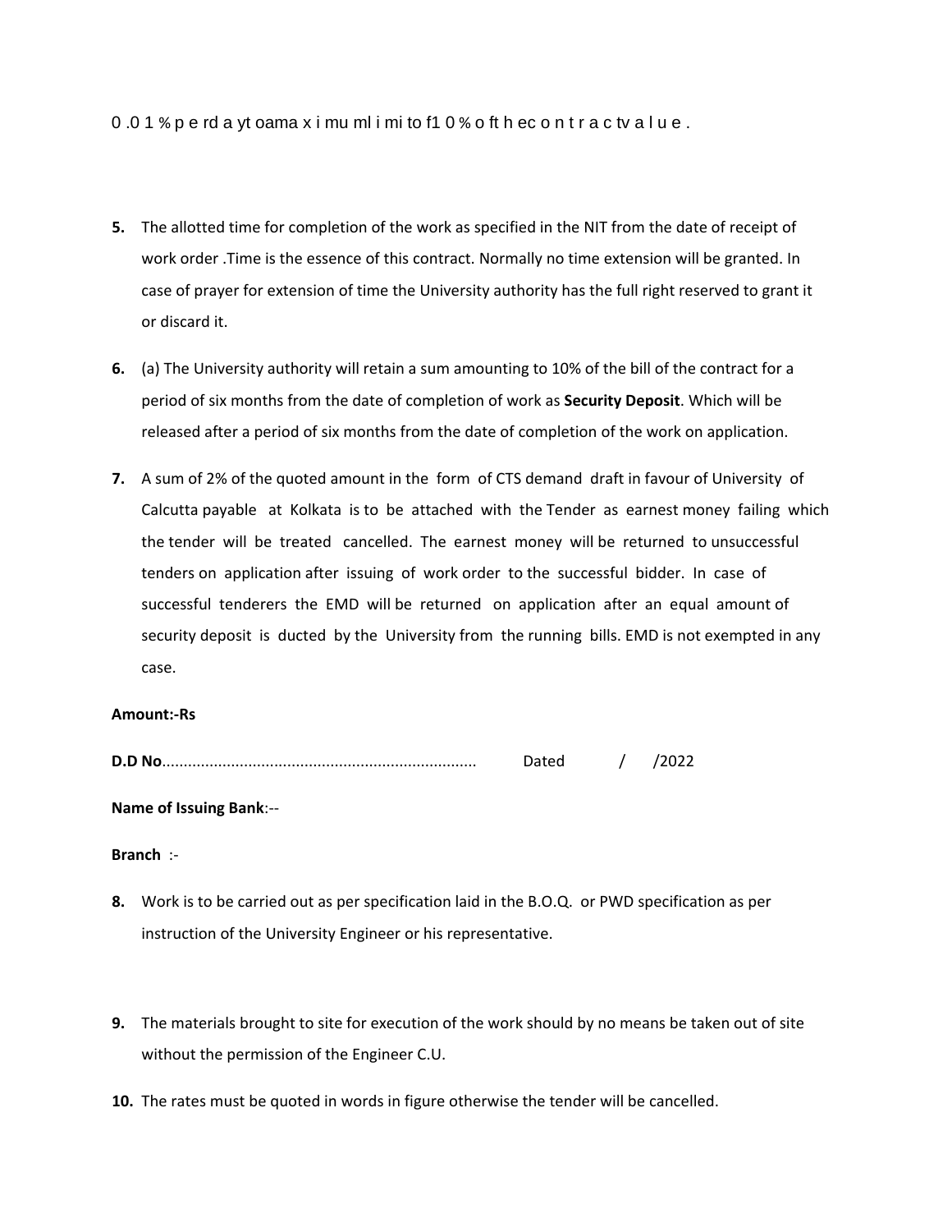0 .0 1 % p e rd a yt oama x i mu ml i mi to f1 0 % o ft h ec o n t r a c tv a l u e .

5. The allotted time for completion of the work as specified in the NIT from the date of receipt of work order .Time is the essence of this contract. Normally no time extension will be granted. In case of prayer for extension of time the University authority has the full right reserved to grant it or discard it.

6. (a) The University authority will retain a sum amounting to 10% of the bill of the contract for a period of six months from the date of completion of work as **Security Deposit**. Which will be released after a period of six months from the date of completion of the work on application.

7. A sum of 2% of the quoted amount in the form of CTS demand draft in favour of University of Calcutta payable at Kolkata is to be attached with the Tender as earnest money failing which the tender will be treated cancelled. The earnest money will be returned to unsuccessful tenders on application after issuing of work order to the successful bidder. In case of successful tenderers the EMD will be returned on application after an equal amount of security deposit is ducted by the University from the running bills. EMD is not exempted in any case.

**Amount:-Rs**

**D.D No**........................................................................ Dated / /2022

**Name of Issuing Bank**:--

**Branch** :-

8. Work is to be carried out as per specification laid in the B.O.Q. or PWD specification as per instruction of the University Engineer or his representative.

9. The materials brought to site for execution of the work should by no means be taken out of site without the permission of the Engineer C.U.

10. The rates must be quoted in words in figure otherwise the tender will be cancelled.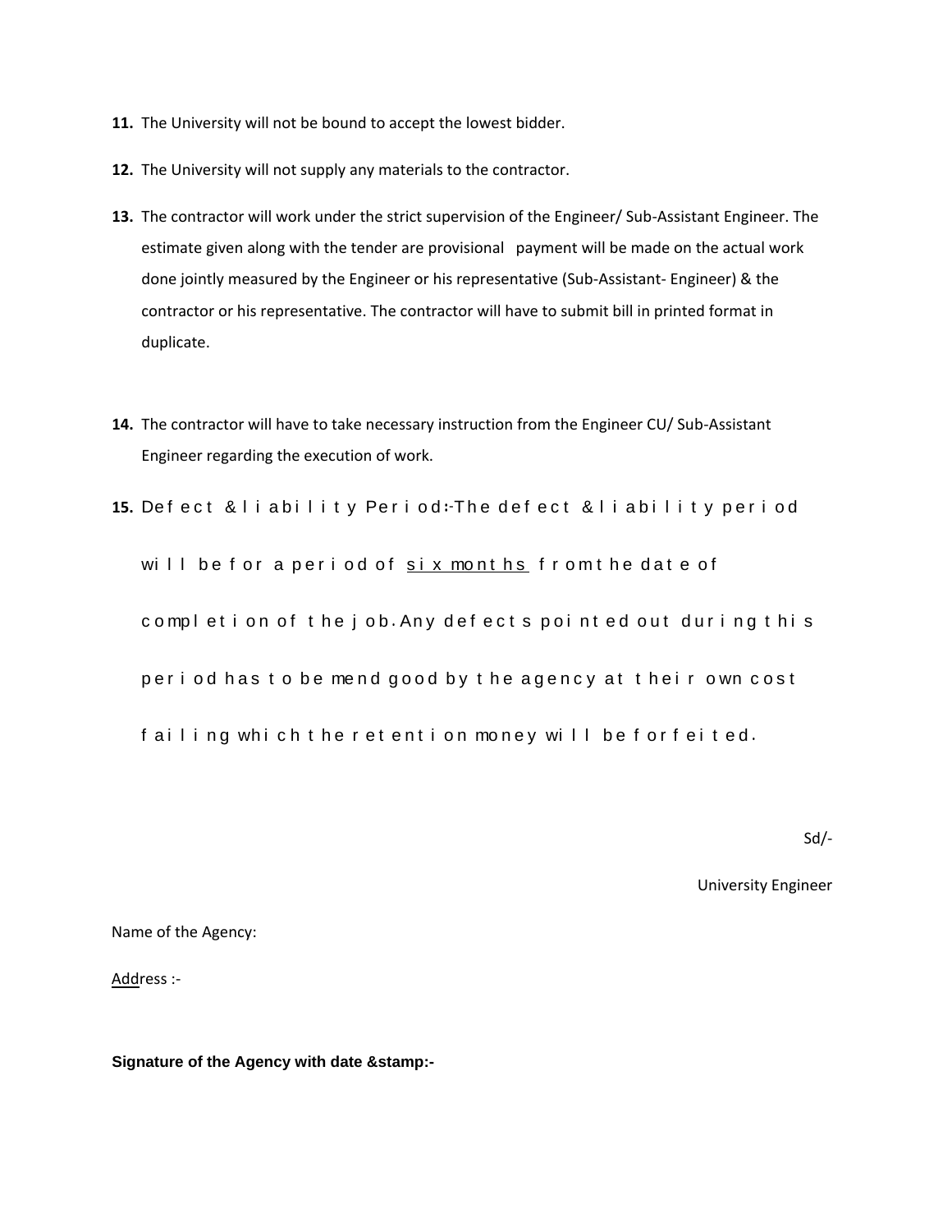**11.** The University will not be bound to accept the lowest bidder.

**12.** The University will not supply any materials to the contractor.

**13.** The contractor will work under the strict supervision of the Engineer/ Sub-Assistant Engineer. The estimate given along with the tender are provisional payment will be made on the actual work done jointly measured by the Engineer or his representative (Sub-Assistant- Engineer) & the contractor or his representative. The contractor will have to submit bill in printed format in duplicate.

**14.** The contractor will have to take necessary instruction from the Engineer CU/ Sub-Assistant Engineer regarding the execution of work.

**15.** Defect & liability Period:-The defect & liability period will be for a period of six months from the date of completion of the job. Any defects pointed out during this period has to be mend good by the agency at their own cost failing which the retention money will be forfeited.

Sd/-

University Engineer

Name of the Agency:

Address :-

**Signature of the Agency with date &stamp:-**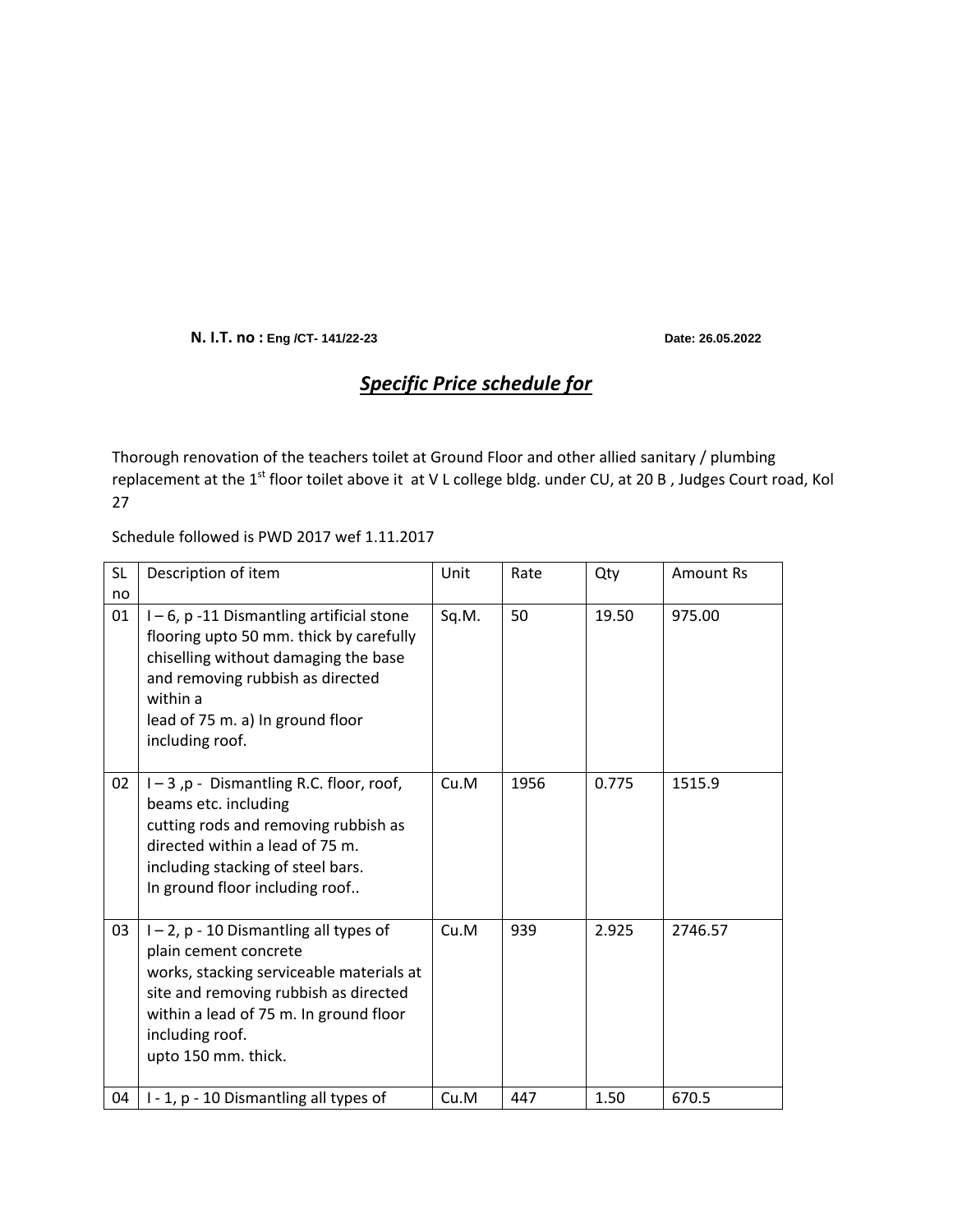**N. I.T. no : Eng /CT- 141/22-23** **Date: 26.05.2022**

## ***Specific Price schedule for***

Thorough renovation of the teachers toilet at Ground Floor and other allied sanitary / plumbing replacement at the 1st floor toilet above it at V L college bldg. under CU, at 20 B , Judges Court road, Kol 27

Schedule followed is PWD 2017 wef 1.11.2017

| SL no | Description of item | Unit | Rate | Qty | Amount Rs |
|---|---|---|---|---|---|
| 01 | I – 6, p -11 Dismantling artificial stone flooring upto 50 mm. thick by carefully chiselling without damaging the base and removing rubbish as directed within a lead of 75 m. a) In ground floor including roof. | Sq.M. | 50 | 19.50 | 975.00 |
| 02 | I – 3 ,p - Dismantling R.C. floor, roof, beams etc. including cutting rods and removing rubbish as directed within a lead of 75 m. including stacking of steel bars. In ground floor including roof.. | Cu.M | 1956 | 0.775 | 1515.9 |
| 03 | I – 2, p - 10 Dismantling all types of plain cement concrete works, stacking serviceable materials at site and removing rubbish as directed within a lead of 75 m. In ground floor including roof. upto 150 mm. thick. | Cu.M | 939 | 2.925 | 2746.57 |
| 04 | I - 1, p - 10 Dismantling all types of | Cu.M | 447 | 1.50 | 670.5 |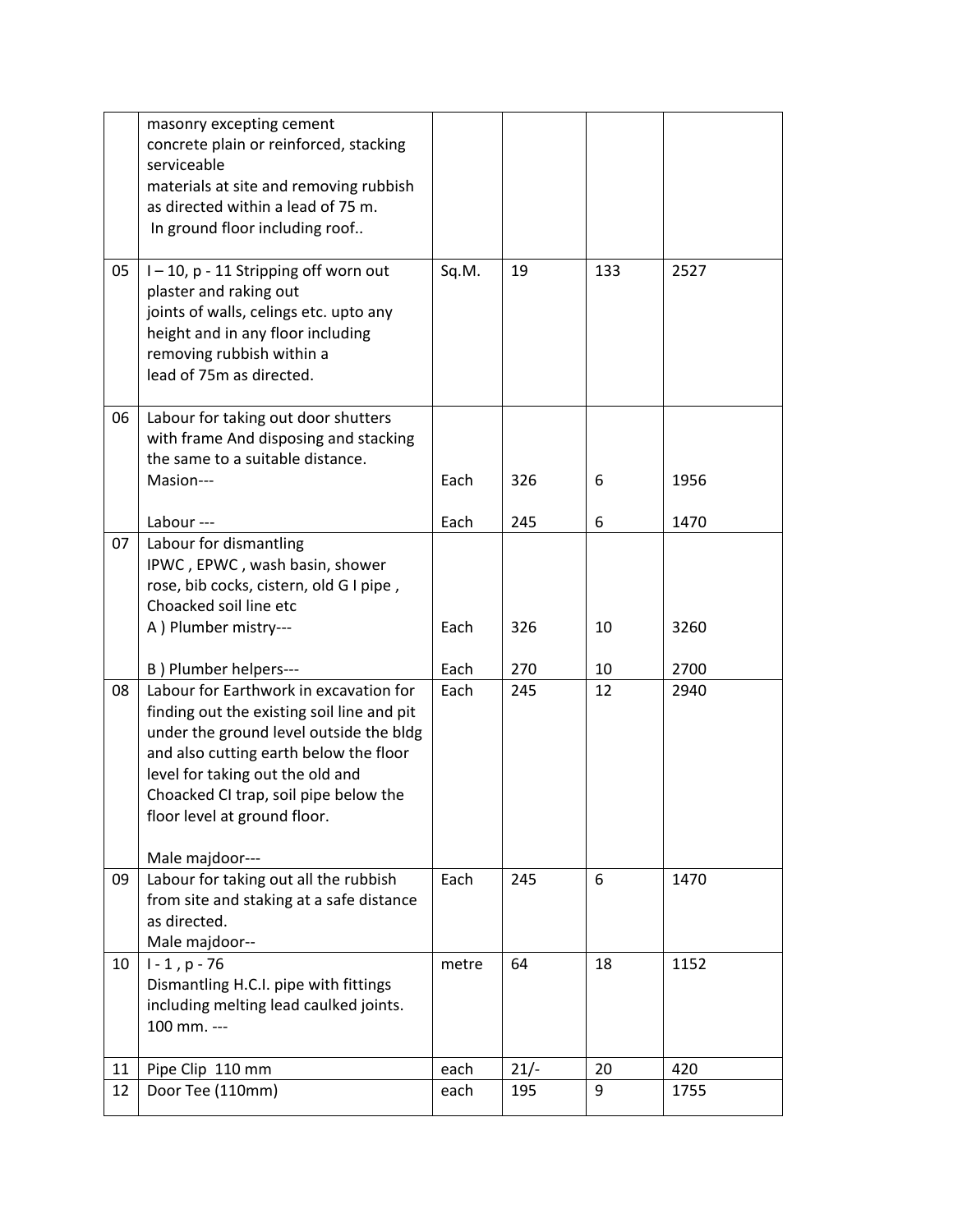|  |  |  |  |  |  |
|---|---|---|---|---|---|
|  | masonry excepting cement concrete plain or reinforced, stacking serviceable materials at site and removing rubbish as directed within a lead of 75 m. In ground floor including roof.. |  |  |  |  |
| 05 | I – 10, p - 11 Stripping off worn out plaster and raking out joints of walls, celings etc. upto any height and in any floor including removing rubbish within a lead of 75m as directed. | Sq.M. | 19 | 133 | 2527 |
| 06 | Labour for taking out door shutters with frame And disposing and stacking the same to a suitable distance.<br>Masion---<br><br>Labour --- | <br><br><br>Each<br><br>Each | <br><br><br>326<br><br>245 | <br><br><br>6<br><br>6 | <br><br><br>1956<br><br>1470 |
| 07 | Labour for dismantling IPWC , EPWC , wash basin, shower rose, bib cocks, cistern, old G I pipe , Choacked soil line etc<br>A ) Plumber mistry---<br><br>B ) Plumber helpers--- | <br><br><br><br>Each<br><br>Each | <br><br><br><br>326<br><br>270 | <br><br><br><br>10<br><br>10 | <br><br><br><br>3260<br><br>2700 |
| 08 | Labour for Earthwork in excavation for finding out the existing soil line and pit under the ground level outside the bldg and also cutting earth below the floor level for taking out the old and Choacked CI trap, soil pipe below the floor level at ground floor.<br><br>Male majdoor--- | Each | 245 | 12 | 2940 |
| 09 | Labour for taking out all the rubbish from site and staking at a safe distance as directed.<br>Male majdoor-- | Each | 245 | 6 | 1470 |
| 10 | I - 1 , p - 76<br>Dismantling H.C.I. pipe with fittings including melting lead caulked joints. 100 mm. --- | metre | 64 | 18 | 1152 |
| 11 | Pipe Clip 110 mm | each | 21/- | 20 | 420 |
| 12 | Door Tee (110mm) | each | 195 | 9 | 1755 |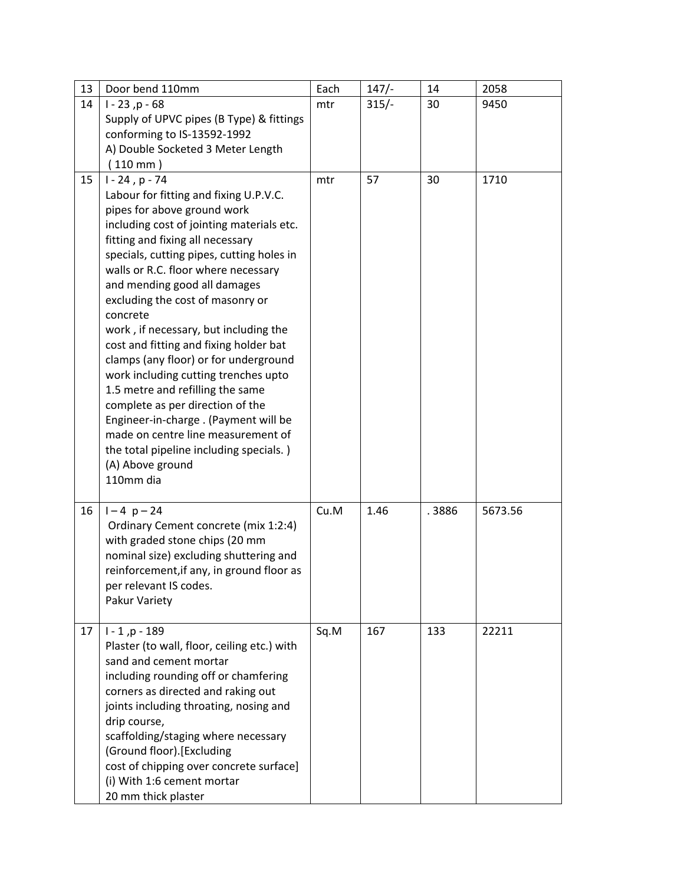| 13 | Door bend 110mm | Each | 147/- | 14 | 2058 |
|---|---|---|---|---|---|
| 14 | I - 23 ,p - 68<br>Supply of UPVC pipes (B Type) & fittings conforming to IS-13592-1992<br>A) Double Socketed 3 Meter Length<br>( 110 mm ) | mtr | 315/- | 30 | 9450 |
| 15 | I - 24 , p - 74<br>Labour for fitting and fixing U.P.V.C. pipes for above ground work including cost of jointing materials etc. fitting and fixing all necessary specials, cutting pipes, cutting holes in walls or R.C. floor where necessary and mending good all damages excluding the cost of masonry or concrete<br>work , if necessary, but including the cost and fitting and fixing holder bat clamps (any floor) or for underground work including cutting trenches upto 1.5 metre and refilling the same complete as per direction of the Engineer-in-charge . (Payment will be made on centre line measurement of the total pipeline including specials. )<br>(A) Above ground<br>110mm dia | mtr | 57 | 30 | 1710 |
| 16 | I – 4 p – 24<br>Ordinary Cement concrete (mix 1:2:4) with graded stone chips (20 mm nominal size) excluding shuttering and reinforcement,if any, in ground floor as per relevant IS codes.<br>Pakur Variety | Cu.M | 1.46 | . 3886 | 5673.56 |
| 17 | I - 1 ,p - 189<br>Plaster (to wall, floor, ceiling etc.) with sand and cement mortar<br>including rounding off or chamfering corners as directed and raking out joints including throating, nosing and drip course,<br>scaffolding/staging where necessary (Ground floor).[Excluding<br>cost of chipping over concrete surface]<br>(i) With 1:6 cement mortar<br>20 mm thick plaster | Sq.M | 167 | 133 | 22211 |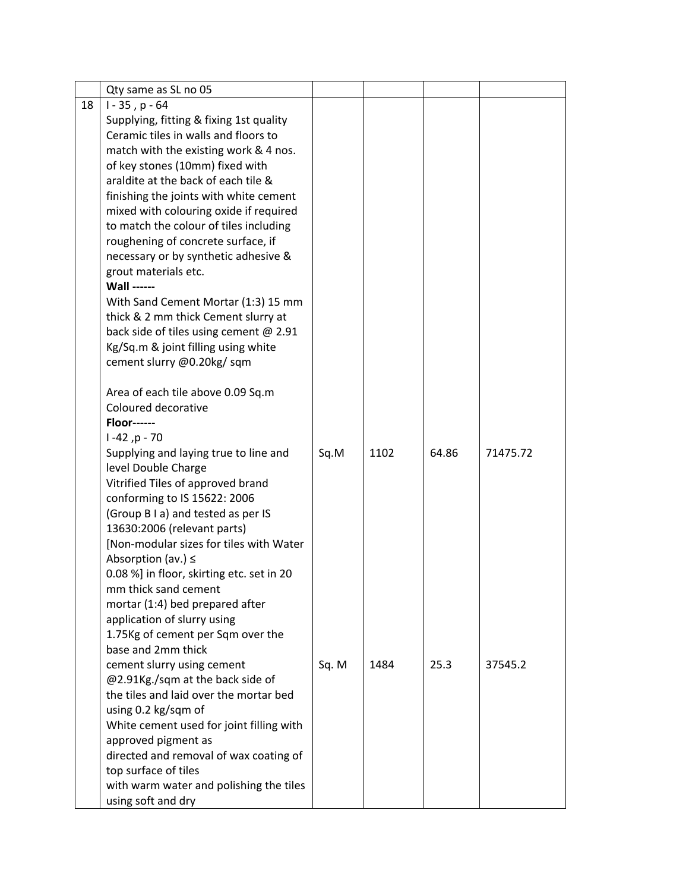| | | | | | |
|---|---|---|---|---|---|
| | Qty same as SL no 05 | | | | |
| 18 | I - 35 , p - 64<br>Supplying, fitting & fixing 1st quality Ceramic tiles in walls and floors to match with the existing work & 4 nos. of key stones (10mm) fixed with araldite at the back of each tile & finishing the joints with white cement mixed with colouring oxide if required to match the colour of tiles including roughening of concrete surface, if necessary or by synthetic adhesive & grout materials etc.<br>**Wall ------**<br>With Sand Cement Mortar (1:3) 15 mm thick & 2 mm thick Cement slurry at back side of tiles using cement @ 2.91 Kg/Sq.m & joint filling using white cement slurry @0.20kg/ sqm<br><br>Area of each tile above 0.09 Sq.m<br>Coloured decorative<br>**Floor------**<br>I -42 ,p - 70<br>Supplying and laying true to line and level Double Charge | Sq.M | 1102 | 64.86 | 71475.72 |
| | Vitrified Tiles of approved brand conforming to IS 15622: 2006 (Group B I a) and tested as per IS 13630:2006 (relevant parts) [Non-modular sizes for tiles with Water Absorption (av.) ≤ 0.08 %] in floor, skirting etc. set in 20 mm thick sand cement mortar (1:4) bed prepared after application of slurry using 1.75Kg of cement per Sqm over the base and 2mm thick cement slurry using cement @2.91Kg./sqm at the back side of the tiles and laid over the mortar bed using 0.2 kg/sqm of White cement used for joint filling with approved pigment as directed and removal of wax coating of top surface of tiles with warm water and polishing the tiles using soft and dry | Sq. M | 1484 | 25.3 | 37545.2 |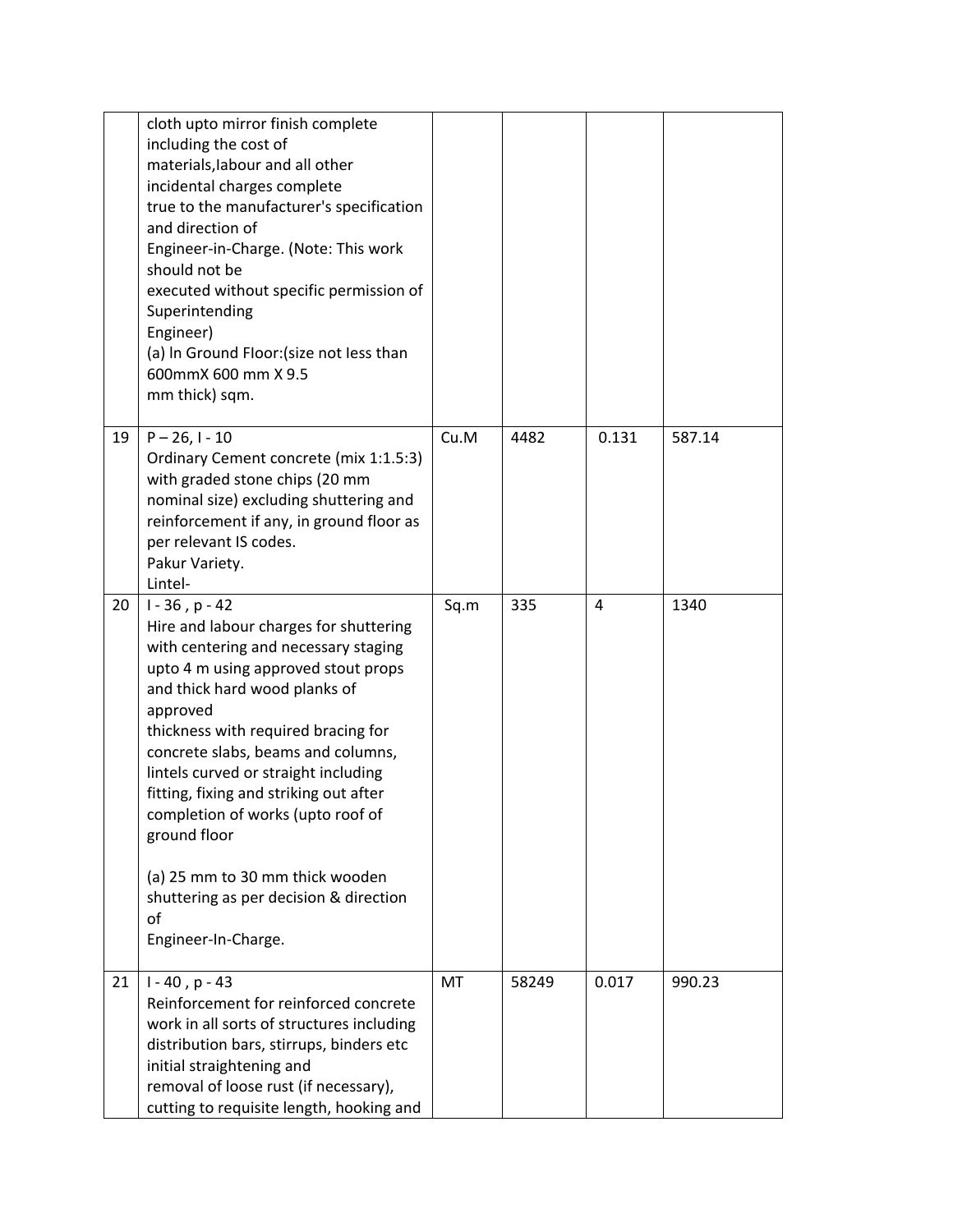| | | | | | |
|---|---|---|---|---|---|
| | cloth upto mirror finish complete including the cost of materials,labour and all other incidental charges complete true to the manufacturer's specification and direction of Engineer-in-Charge. (Note: This work should not be executed without specific permission of Superintending Engineer)<br>(a) In Ground Floor:(size not less than 600mmX 600 mm X 9.5 mm thick) sqm. | | | | |
| 19 | P – 26, I - 10<br>Ordinary Cement concrete (mix 1:1.5:3) with graded stone chips (20 mm nominal size) excluding shuttering and reinforcement if any, in ground floor as per relevant IS codes.<br>Pakur Variety.<br>Lintel- | Cu.M | 4482 | 0.131 | 587.14 |
| 20 | I - 36 , p - 42<br>Hire and labour charges for shuttering with centering and necessary staging upto 4 m using approved stout props and thick hard wood planks of approved thickness with required bracing for concrete slabs, beams and columns, lintels curved or straight including fitting, fixing and striking out after completion of works (upto roof of ground floor<br><br>(a) 25 mm to 30 mm thick wooden shuttering as per decision & direction of Engineer-In-Charge. | Sq.m | 335 | 4 | 1340 |
| 21 | I - 40 , p - 43<br>Reinforcement for reinforced concrete work in all sorts of structures including distribution bars, stirrups, binders etc initial straightening and removal of loose rust (if necessary), cutting to requisite length, hooking and | MT | 58249 | 0.017 | 990.23 |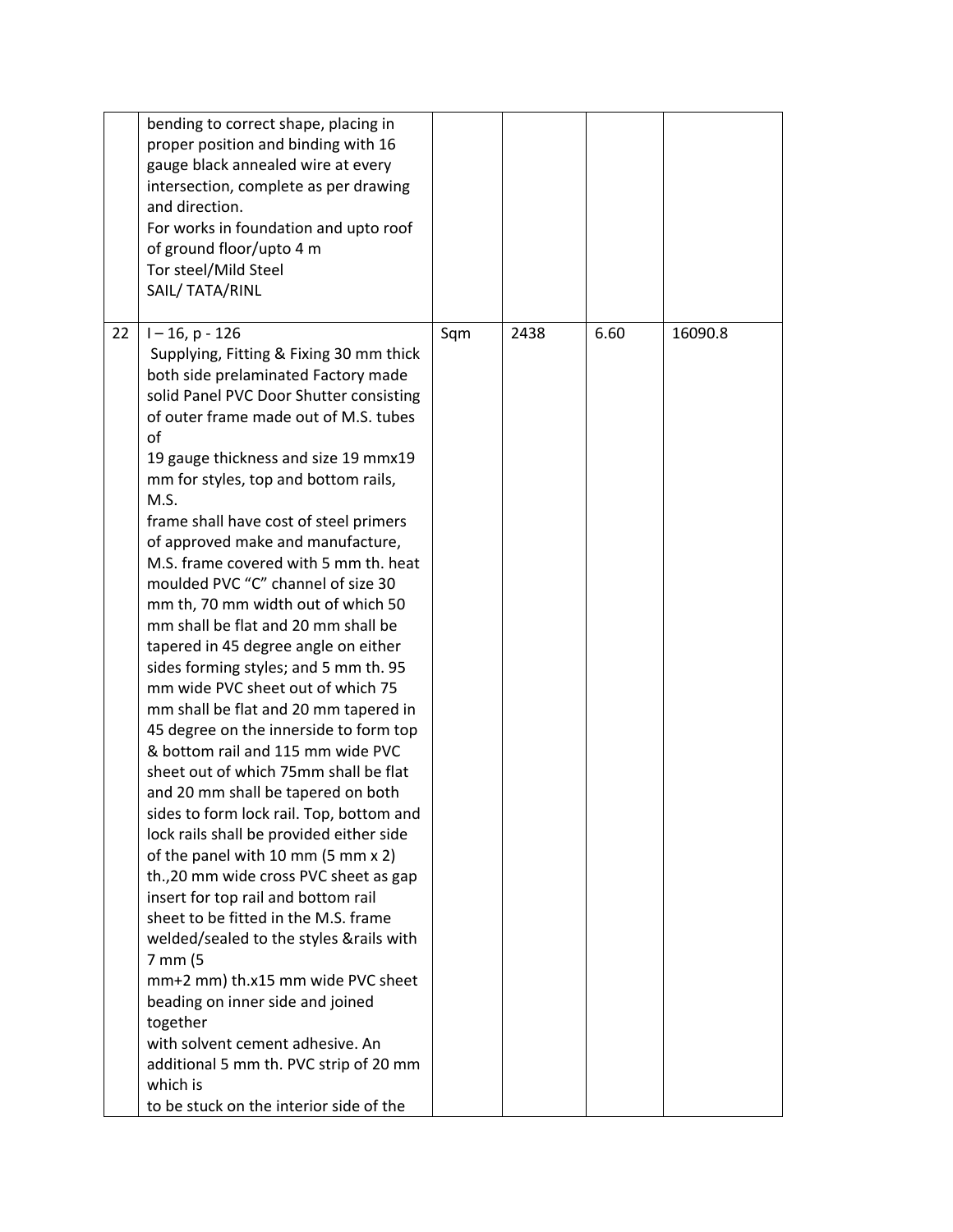| | | | | | |
|---|---|---|---|---|---|
| | bending to correct shape, placing in proper position and binding with 16 gauge black annealed wire at every intersection, complete as per drawing and direction.<br>For works in foundation and upto roof of ground floor/upto 4 m<br>Tor steel/Mild Steel<br>SAIL/ TATA/RINL | | | | |
| 22 | I – 16, p - 126<br>Supplying, Fitting & Fixing 30 mm thick both side prelaminated Factory made solid Panel PVC Door Shutter consisting of outer frame made out of M.S. tubes of<br>19 gauge thickness and size 19 mmx19 mm for styles, top and bottom rails, M.S.<br>frame shall have cost of steel primers of approved make and manufacture, M.S. frame covered with 5 mm th. heat moulded PVC "C" channel of size 30 mm th, 70 mm width out of which 50 mm shall be flat and 20 mm shall be tapered in 45 degree angle on either sides forming styles; and 5 mm th. 95 mm wide PVC sheet out of which 75 mm shall be flat and 20 mm tapered in 45 degree on the innerside to form top & bottom rail and 115 mm wide PVC sheet out of which 75mm shall be flat and 20 mm shall be tapered on both sides to form lock rail. Top, bottom and lock rails shall be provided either side of the panel with 10 mm (5 mm x 2) th.,20 mm wide cross PVC sheet as gap insert for top rail and bottom rail sheet to be fitted in the M.S. frame welded/sealed to the styles &rails with 7 mm (5<br>mm+2 mm) th.x15 mm wide PVC sheet beading on inner side and joined together<br>with solvent cement adhesive. An additional 5 mm th. PVC strip of 20 mm which is<br>to be stuck on the interior side of the | Sqm | 2438 | 6.60 | 16090.8 |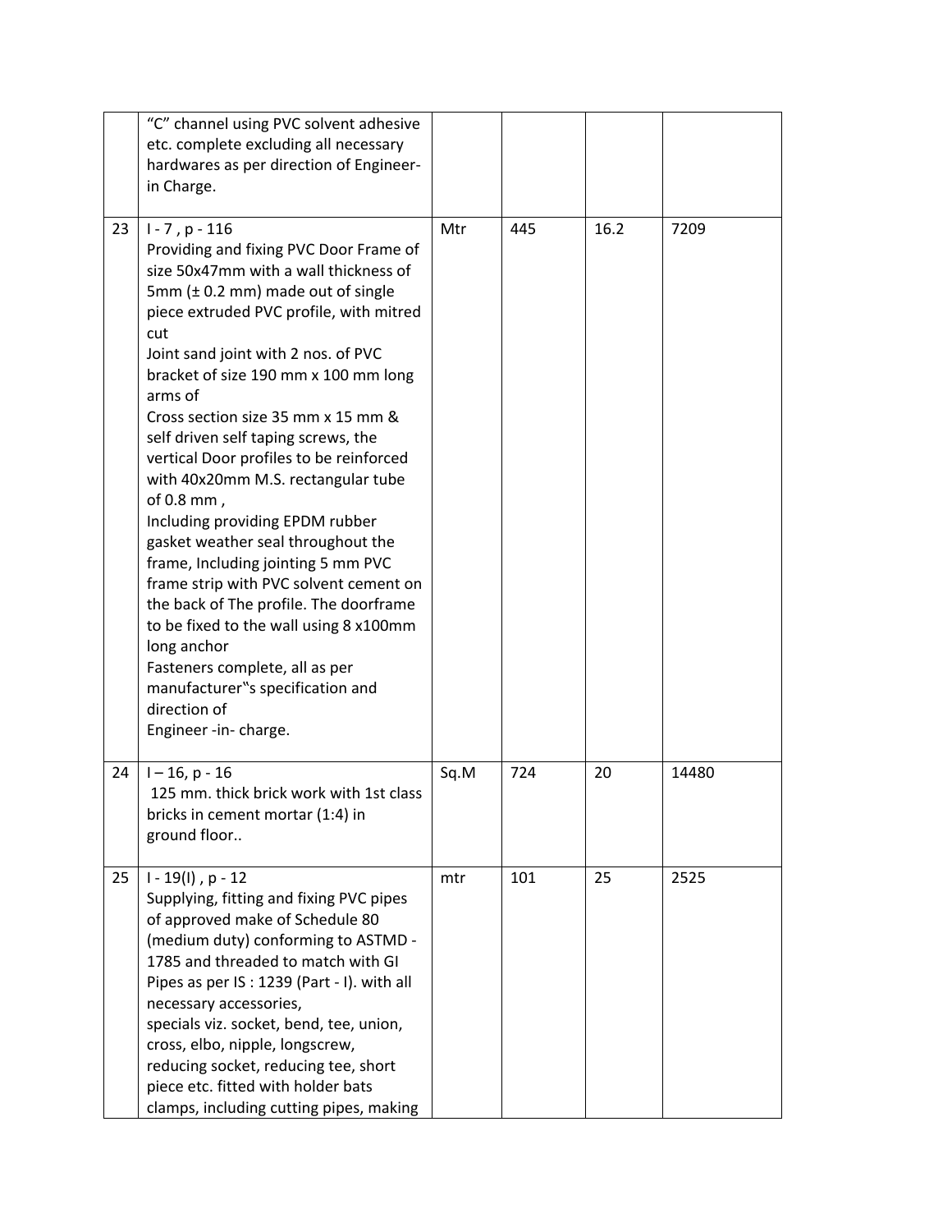|  |  |  |  |  |  |
|---|---|---|---|---|---|
|  | "C" channel using PVC solvent adhesive etc. complete excluding all necessary hardwares as per direction of Engineer-in Charge. |  |  |  |  |
| 23 | I - 7 , p - 116<br>Providing and fixing PVC Door Frame of size 50x47mm with a wall thickness of 5mm (± 0.2 mm) made out of single piece extruded PVC profile, with mitred cut<br>Joint sand joint with 2 nos. of PVC bracket of size 190 mm x 100 mm long arms of<br>Cross section size 35 mm x 15 mm & self driven self taping screws, the vertical Door profiles to be reinforced with 40x20mm M.S. rectangular tube of 0.8 mm ,<br>Including providing EPDM rubber gasket weather seal throughout the frame, Including jointing 5 mm PVC frame strip with PVC solvent cement on the back of The profile. The doorframe to be fixed to the wall using 8 x100mm long anchor<br>Fasteners complete, all as per manufacturer‟s specification and direction of<br>Engineer -in- charge. | Mtr | 445 | 16.2 | 7209 |
| 24 | I – 16, p - 16<br>125 mm. thick brick work with 1st class bricks in cement mortar (1:4) in ground floor.. | Sq.M | 724 | 20 | 14480 |
| 25 | I - 19(I) , p - 12<br>Supplying, fitting and fixing PVC pipes of approved make of Schedule 80 (medium duty) conforming to ASTMD - 1785 and threaded to match with GI Pipes as per IS : 1239 (Part - I). with all necessary accessories,<br>specials viz. socket, bend, tee, union, cross, elbo, nipple, longscrew, reducing socket, reducing tee, short piece etc. fitted with holder bats clamps, including cutting pipes, making | mtr | 101 | 25 | 2525 |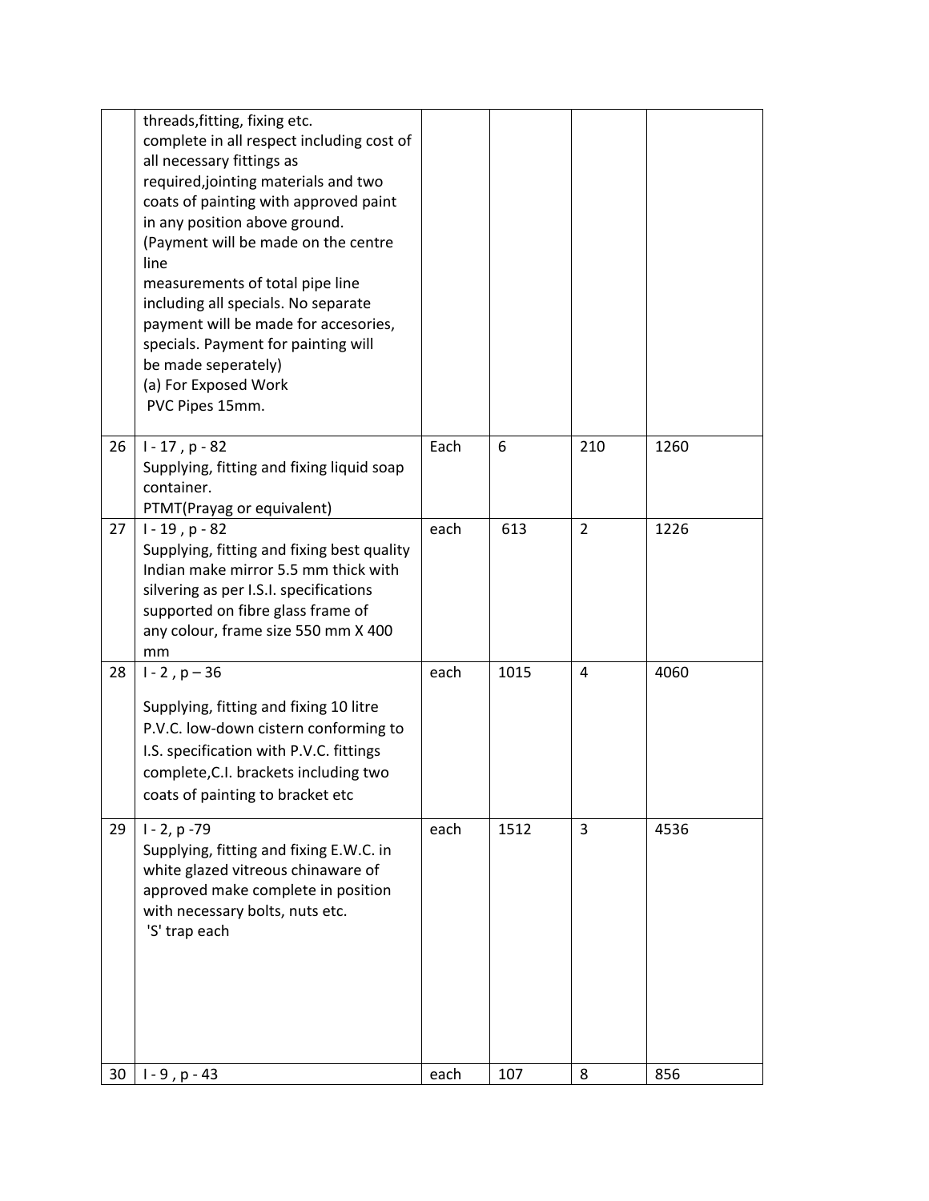|  |  |  |  |  |  |
|---|---|---|---|---|---|
|  | threads,fitting, fixing etc.<br>complete in all respect including cost of all necessary fittings as required,jointing materials and two coats of painting with approved paint in any position above ground.<br>(Payment will be made on the centre line<br>measurements of total pipe line including all specials. No separate payment will be made for accesories, specials. Payment for painting will be made seperately)<br>(a) For Exposed Work<br>PVC Pipes 15mm. |  |  |  |  |
| 26 | I - 17 , p - 82<br>Supplying, fitting and fixing liquid soap container.<br>PTMT(Prayag or equivalent) | Each | 6 | 210 | 1260 |
| 27 | I - 19 , p - 82<br>Supplying, fitting and fixing best quality Indian make mirror 5.5 mm thick with silvering as per I.S.I. specifications supported on fibre glass frame of any colour, frame size 550 mm X 400 mm | each | 613 | 2 | 1226 |
| 28 | I - 2 , p – 36<br>Supplying, fitting and fixing 10 litre P.V.C. low-down cistern conforming to I.S. specification with P.V.C. fittings complete,C.I. brackets including two coats of painting to bracket etc | each | 1015 | 4 | 4060 |
| 29 | I - 2, p -79<br>Supplying, fitting and fixing E.W.C. in white glazed vitreous chinaware of approved make complete in position with necessary bolts, nuts etc.<br>'S' trap each | each | 1512 | 3 | 4536 |
| 30 | I - 9 , p - 43 | each | 107 | 8 | 856 |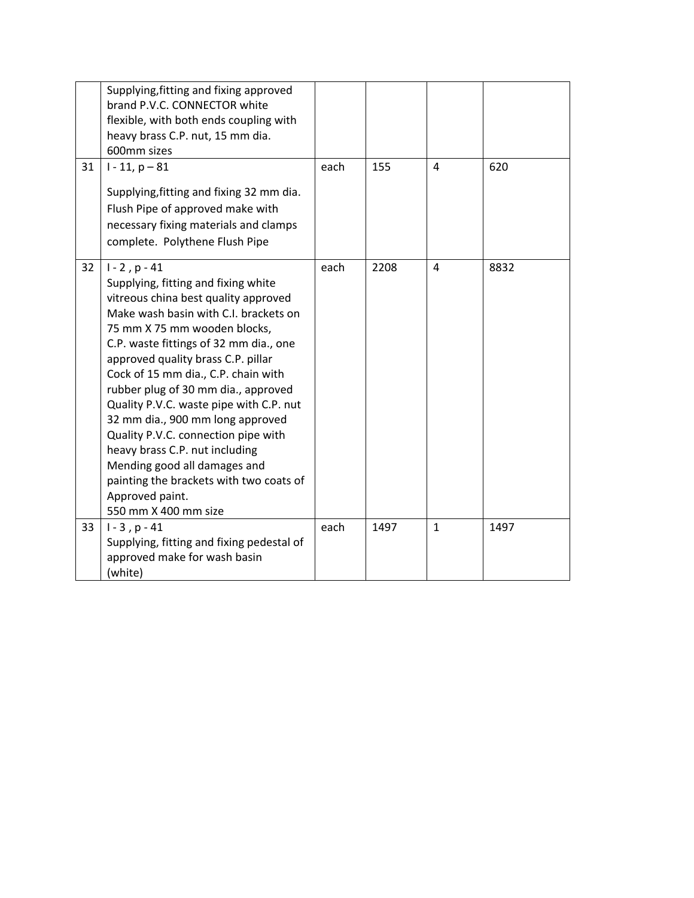| | | | | | |
|---|---|---|---|---|---|
| | Supplying,fitting and fixing approved brand P.V.C. CONNECTOR white flexible, with both ends coupling with heavy brass C.P. nut, 15 mm dia. 600mm sizes | | | | |
| 31 | I - 11, p – 81<br><br>Supplying,fitting and fixing 32 mm dia. Flush Pipe of approved make with necessary fixing materials and clamps complete. Polythene Flush Pipe | each | 155 | 4 | 620 |
| 32 | I - 2 , p - 41<br>Supplying, fitting and fixing white vitreous china best quality approved Make wash basin with C.I. brackets on 75 mm X 75 mm wooden blocks, C.P. waste fittings of 32 mm dia., one approved quality brass C.P. pillar Cock of 15 mm dia., C.P. chain with rubber plug of 30 mm dia., approved Quality P.V.C. waste pipe with C.P. nut 32 mm dia., 900 mm long approved Quality P.V.C. connection pipe with heavy brass C.P. nut including Mending good all damages and painting the brackets with two coats of Approved paint.<br>550 mm X 400 mm size | each | 2208 | 4 | 8832 |
| 33 | I - 3 , p - 41<br>Supplying, fitting and fixing pedestal of approved make for wash basin (white) | each | 1497 | 1 | 1497 |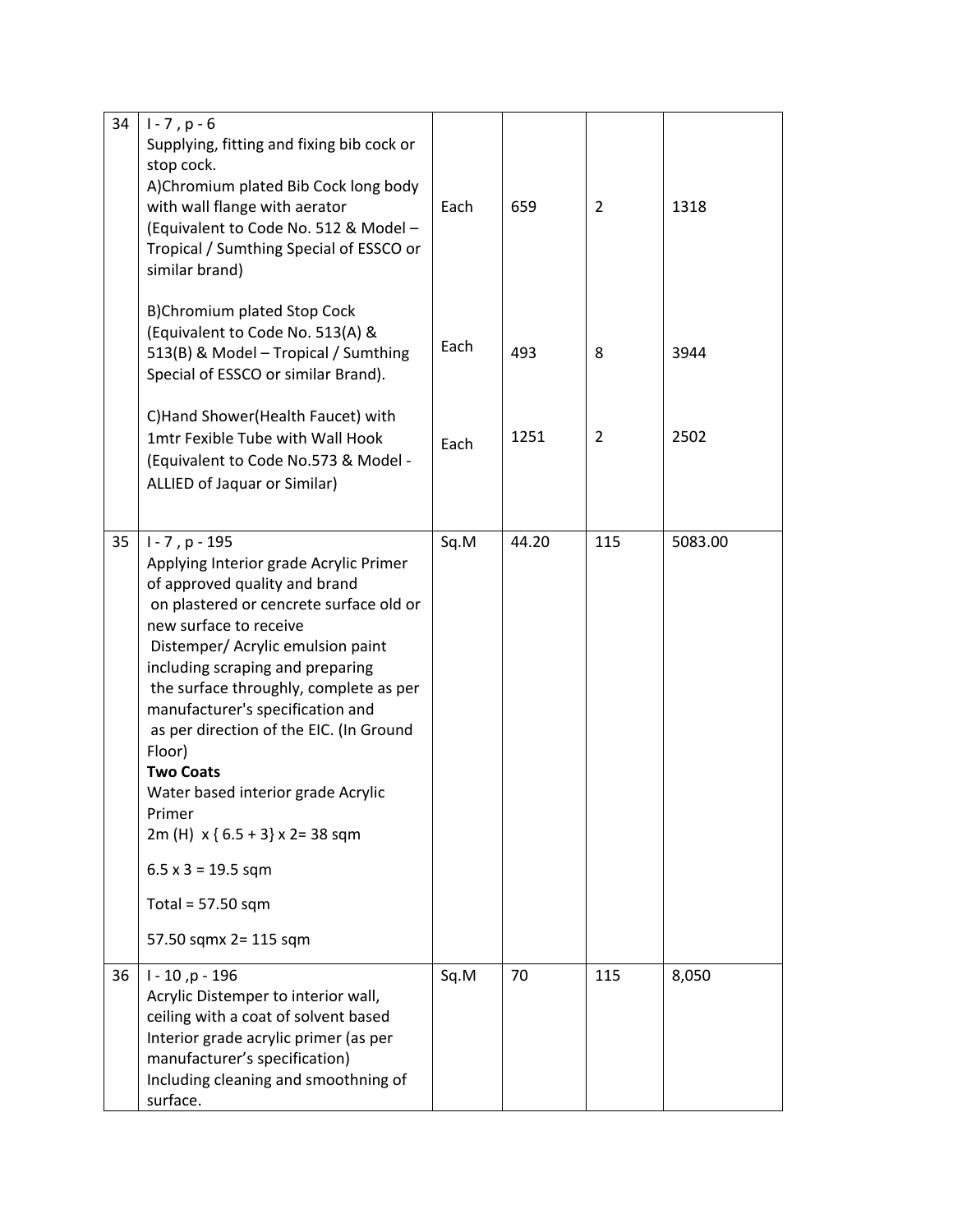| 34 | I - 7 , p - 6<br>Supplying, fitting and fixing bib cock or stop cock.<br>A)Chromium plated Bib Cock long body with wall flange with aerator (Equivalent to Code No. 512 & Model – Tropical / Sumthing Special of ESSCO or similar brand) | Each | 659 | 2 | 1318 |
|---|---|---|---|---|---|
| | B)Chromium plated Stop Cock (Equivalent to Code No. 513(A) & 513(B) & Model – Tropical / Sumthing Special of ESSCO or similar Brand). | Each | 493 | 8 | 3944 |
| | C)Hand Shower(Health Faucet) with 1mtr Fexible Tube with Wall Hook (Equivalent to Code No.573 & Model - ALLIED of Jaquar or Similar) | Each | 1251 | 2 | 2502 |
| 35 | I - 7 , p - 195<br>Applying Interior grade Acrylic Primer of approved quality and brand on plastered or cencrete surface old or new surface to receive Distemper/ Acrylic emulsion paint including scraping and preparing the surface throughly, complete as per manufacturer's specification and as per direction of the EIC. (In Ground Floor)<br>**Two Coats**<br>Water based interior grade Acrylic Primer<br>2m (H) x { 6.5 + 3} x 2= 38 sqm<br>6.5 x 3 = 19.5 sqm<br>Total = 57.50 sqm<br>57.50 sqmx 2= 115 sqm | Sq.M | 44.20 | 115 | 5083.00 |
| 36 | I - 10 ,p - 196<br>Acrylic Distemper to interior wall, ceiling with a coat of solvent based Interior grade acrylic primer (as per manufacturer's specification) Including cleaning and smoothning of surface. | Sq.M | 70 | 115 | 8,050 |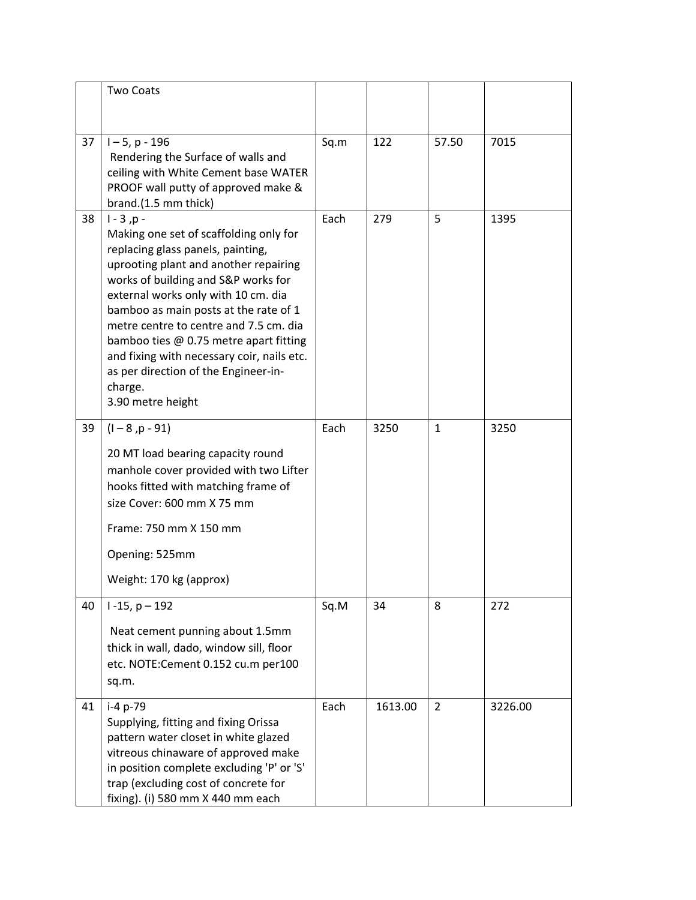| | | | | | |
|---|---|---|---|---|---|
| | Two Coats | | | | |
| 37 | I – 5, p - 196<br>Rendering the Surface of walls and ceiling with White Cement base WATER PROOF wall putty of approved make & brand.(1.5 mm thick) | Sq.m | 122 | 57.50 | 7015 |
| 38 | I - 3 ,p -<br>Making one set of scaffolding only for replacing glass panels, painting, uprooting plant and another repairing works of building and S&P works for external works only with 10 cm. dia bamboo as main posts at the rate of 1 metre centre to centre and 7.5 cm. dia bamboo ties @ 0.75 metre apart fitting and fixing with necessary coir, nails etc. as per direction of the Engineer-in-charge.<br>3.90 metre height | Each | 279 | 5 | 1395 |
| 39 | (I – 8 ,p - 91)<br>20 MT load bearing capacity round manhole cover provided with two Lifter hooks fitted with matching frame of size Cover: 600 mm X 75 mm<br>Frame: 750 mm X 150 mm<br>Opening: 525mm<br>Weight: 170 kg (approx) | Each | 3250 | 1 | 3250 |
| 40 | I -15, p – 192<br>Neat cement punning about 1.5mm thick in wall, dado, window sill, floor etc. NOTE:Cement 0.152 cu.m per100 sq.m. | Sq.M | 34 | 8 | 272 |
| 41 | i-4 p-79<br>Supplying, fitting and fixing Orissa pattern water closet in white glazed vitreous chinaware of approved make in position complete excluding 'P' or 'S' trap (excluding cost of concrete for fixing). (i) 580 mm X 440 mm each | Each | 1613.00 | 2 | 3226.00 |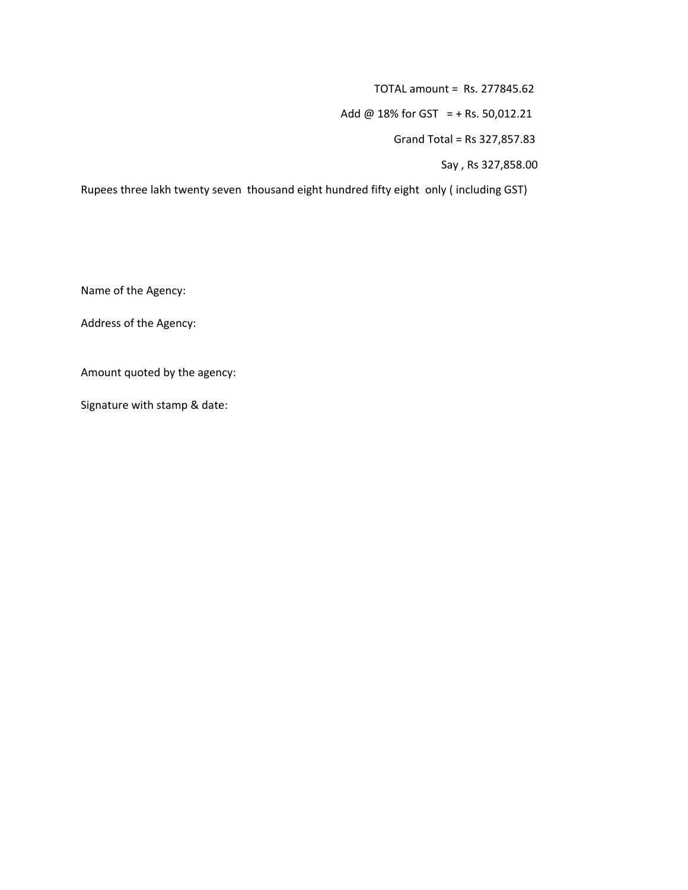TOTAL amount = Rs. 277845.62

Add @ 18% for GST = + Rs. 50,012.21

Grand Total = Rs 327,857.83

Say , Rs 327,858.00

Rupees three lakh twenty seven thousand eight hundred fifty eight only ( including GST)

Name of the Agency:

Address of the Agency:

Amount quoted by the agency:

Signature with stamp & date: